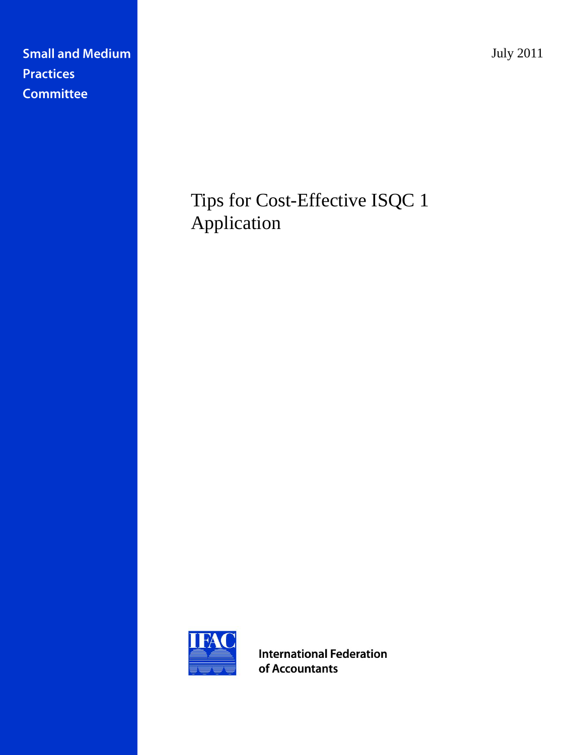Small and Medium Practices Committee

July 2011

# Tips for Cost-Effective ISQC 1 Application

International Federation of Accountants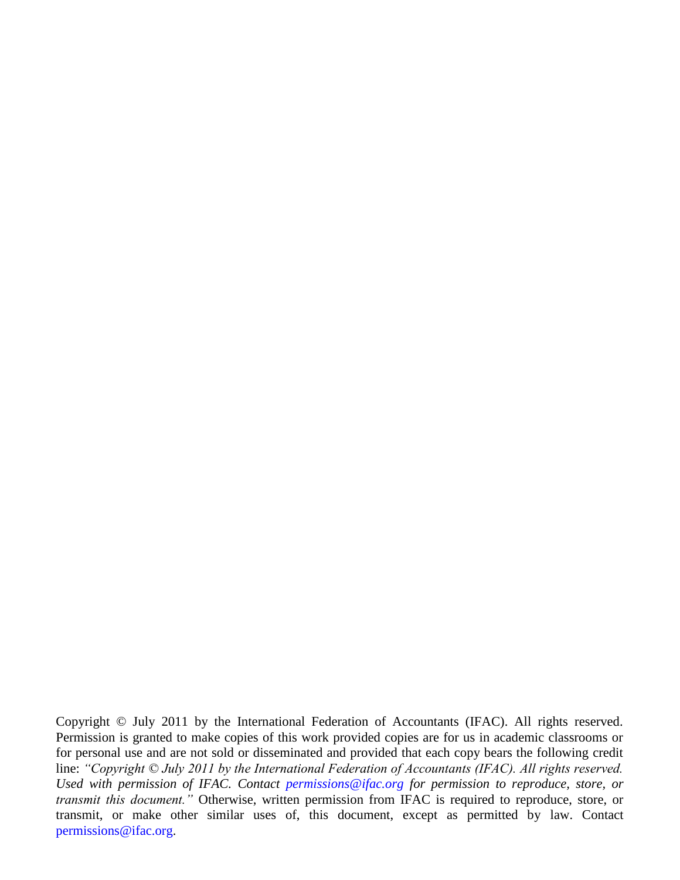Copyright © July 2011 by the International Federation of Accountants (IFAC). All rights reserved. Permission is granted to make copies of this work provided copies are for us in academic classrooms or for personal use and are not sold or disseminated and provided that each copy bears the following credit line: *"Copyright © July 2011 by the International Federation of Accountants (IFAC). All rights reserved. Used with permission of IFAC. Contact permissions@ifac.org for permission to reproduce, store, or transmit this document."* Otherwise, written permission from IFAC is required to reproduce, store, or transmit, or make other similar uses of, this document, except as permitted by law. Contact permissions@ifac.org.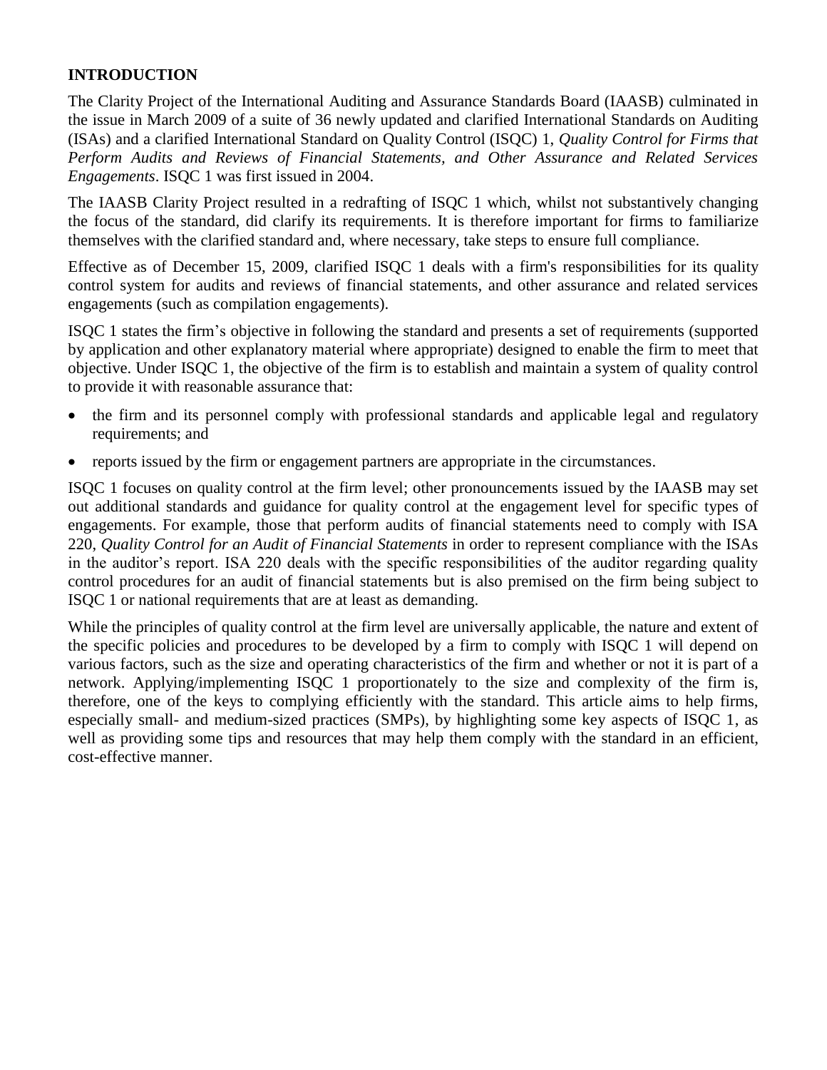## INTRODUCTION

The Clarity Project of the International Auditing and Assurance Standards Board (IAASB) culminated in the issue in March 2009 of a suite of 36 newly updated and clarified International Standards on Auditing (ISAs) and a clarified International Standard on Quality Control (ISQC) 1, *Quality Control for Firms that Perform Audits and Reviews of Financial Statements, and Other Assurance and Related Services Engagements*. ISQC 1 was first issued in 2004.

The IAASB Clarity Project resulted in a redrafting of ISQC 1 which, whilst not substantively changing the focus of the standard, did clarify its requirements. It is therefore important for firms to familiarize themselves with the clarified standard and, where necessary, take steps to ensure full compliance.

Effective as of December 15, 2009, clarified ISQC 1 deals with a firm's responsibilities for its quality control system for audits and reviews of financial statements, and other assurance and related services engagements (such as compilation engagements).

ISQC 1 states the firm's objective in following the standard and presents a set of requirements (supported by application and other explanatory material where appropriate) designed to enable the firm to meet that objective. Under ISQC 1, the objective of the firm is to establish and maintain a system of quality control to provide it with reasonable assurance that:

- the firm and its personnel comply with professional standards and applicable legal and regulatory requirements; and
- reports issued by the firm or engagement partners are appropriate in the circumstances.

ISQC 1 focuses on quality control at the firm level; other pronouncements issued by the IAASB may set out additional standards and guidance for quality control at the engagement level for specific types of engagements. For example, those that perform audits of financial statements need to comply with ISA 220, *Quality Control for an Audit of Financial Statements* in order to represent compliance with the ISAs in the auditor's report. ISA 220 deals with the specific responsibilities of the auditor regarding quality control procedures for an audit of financial statements but is also premised on the firm being subject to ISQC 1 or national requirements that are at least as demanding.

While the principles of quality control at the firm level are universally applicable, the nature and extent of the specific policies and procedures to be developed by a firm to comply with ISQC 1 will depend on various factors, such as the size and operating characteristics of the firm and whether or not it is part of a network. Applying/implementing ISQC 1 proportionately to the size and complexity of the firm is, therefore, one of the keys to complying efficiently with the standard. This article aims to help firms, especially small- and medium-sized practices (SMPs), by highlighting some key aspects of ISQC 1, as well as providing some tips and resources that may help them comply with the standard in an efficient, cost-effective manner.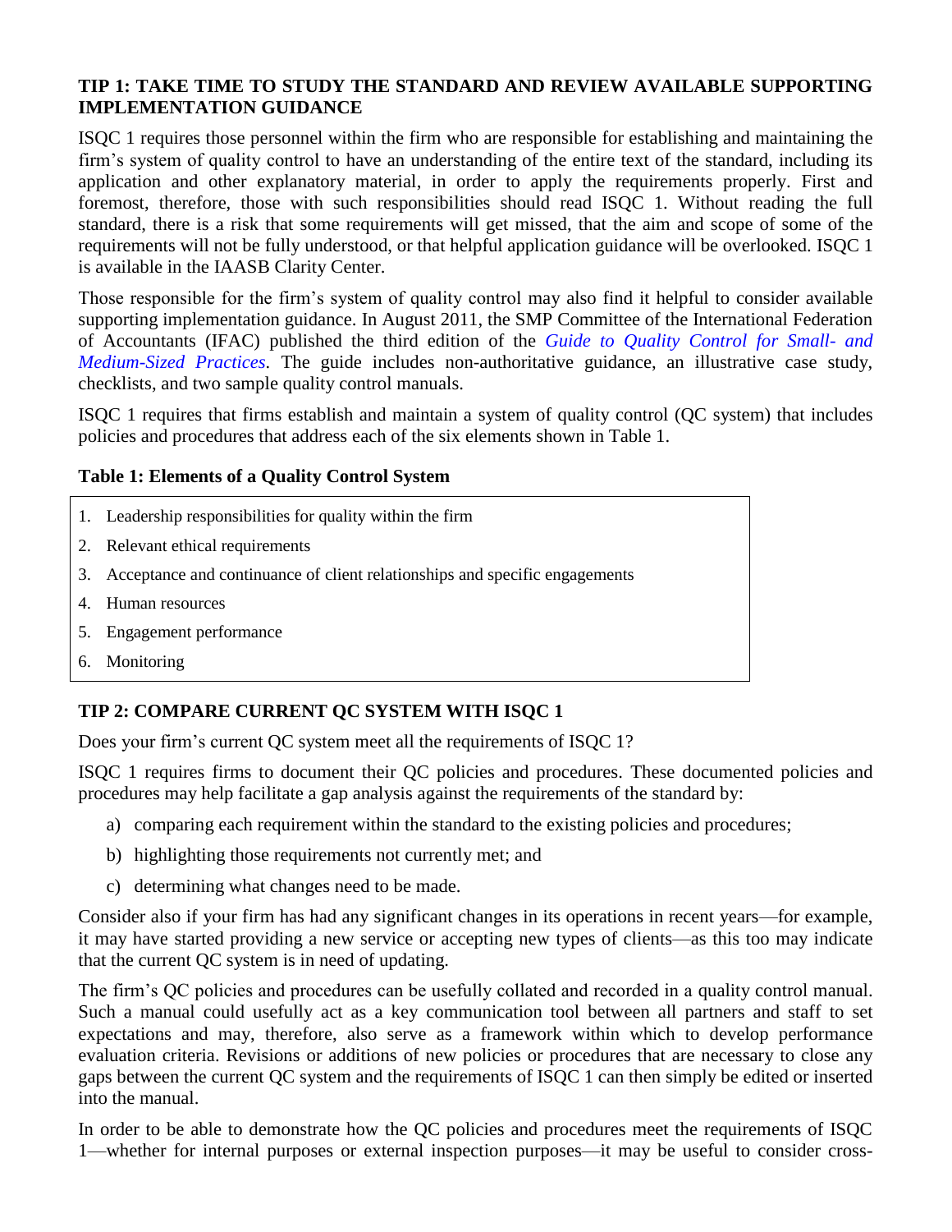### TIP 1: TAKE TIME TO STUDY THE STANDARD AND REVIEW AVAILABLE SUPPORTING IMPLEMENTATION GUIDANCE

ISQC 1 requires those personnel within the firm who are responsible for establishing and maintaining the firm's system of quality control to have an understanding of the entire text of the standard, including its application and other explanatory material, in order to apply the requirements properly. First and foremost, therefore, those with such responsibilities should read ISQC 1. Without reading the full standard, there is a risk that some requirements will get missed, that the aim and scope of some of the requirements will not be fully understood, or that helpful application guidance will be overlooked. ISQC 1 is available in the IAASB Clarity Center.

Those responsible for the firm's system of quality control may also find it helpful to consider available supporting implementation guidance. In August 2011, the SMP Committee of the International Federation of Accountants (IFAC) published the third edition of the *Guide to Quality Control for Small- and Medium-Sized Practices*. The guide includes non-authoritative guidance, an illustrative case study, checklists, and two sample quality control manuals.

ISQC 1 requires that firms establish and maintain a system of quality control (QC system) that includes policies and procedures that address each of the six elements shown in Table 1.

**Table 1: Elements of a Quality Control System**

1. Leadership responsibilities for quality within the firm
2. Relevant ethical requirements
3. Acceptance and continuance of client relationships and specific engagements
4. Human resources
5. Engagement performance
6. Monitoring

### TIP 2: COMPARE CURRENT QC SYSTEM WITH ISQC 1

Does your firm's current QC system meet all the requirements of ISQC 1?

ISQC 1 requires firms to document their QC policies and procedures. These documented policies and procedures may help facilitate a gap analysis against the requirements of the standard by:

a) comparing each requirement within the standard to the existing policies and procedures;

b) highlighting those requirements not currently met; and

c) determining what changes need to be made.

Consider also if your firm has had any significant changes in its operations in recent years—for example, it may have started providing a new service or accepting new types of clients—as this too may indicate that the current QC system is in need of updating.

The firm's QC policies and procedures can be usefully collated and recorded in a quality control manual. Such a manual could usefully act as a key communication tool between all partners and staff to set expectations and may, therefore, also serve as a framework within which to develop performance evaluation criteria. Revisions or additions of new policies or procedures that are necessary to close any gaps between the current QC system and the requirements of ISQC 1 can then simply be edited or inserted into the manual.

In order to be able to demonstrate how the QC policies and procedures meet the requirements of ISQC 1—whether for internal purposes or external inspection purposes—it may be useful to consider cross-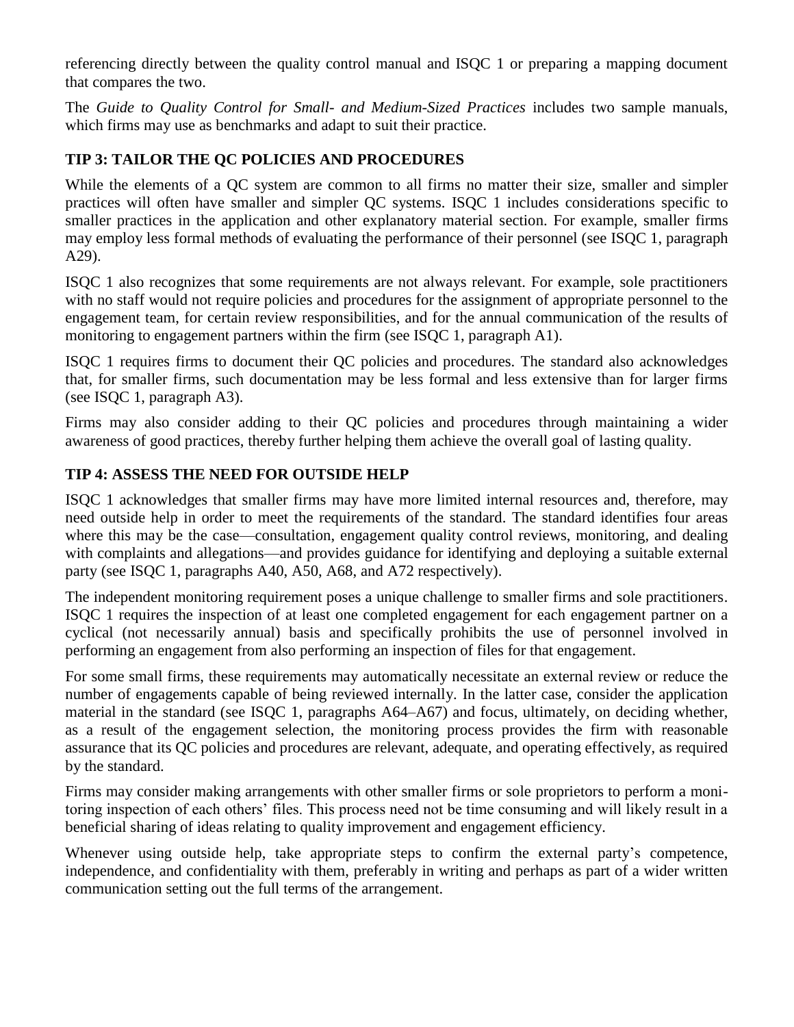referencing directly between the quality control manual and ISQC 1 or preparing a mapping document that compares the two.

The *Guide to Quality Control for Small- and Medium-Sized Practices* includes two sample manuals, which firms may use as benchmarks and adapt to suit their practice.

## TIP 3: TAILOR THE QC POLICIES AND PROCEDURES

While the elements of a QC system are common to all firms no matter their size, smaller and simpler practices will often have smaller and simpler QC systems. ISQC 1 includes considerations specific to smaller practices in the application and other explanatory material section. For example, smaller firms may employ less formal methods of evaluating the performance of their personnel (see ISQC 1, paragraph A29).

ISQC 1 also recognizes that some requirements are not always relevant. For example, sole practitioners with no staff would not require policies and procedures for the assignment of appropriate personnel to the engagement team, for certain review responsibilities, and for the annual communication of the results of monitoring to engagement partners within the firm (see ISQC 1, paragraph A1).

ISQC 1 requires firms to document their QC policies and procedures. The standard also acknowledges that, for smaller firms, such documentation may be less formal and less extensive than for larger firms (see ISQC 1, paragraph A3).

Firms may also consider adding to their QC policies and procedures through maintaining a wider awareness of good practices, thereby further helping them achieve the overall goal of lasting quality.

## TIP 4: ASSESS THE NEED FOR OUTSIDE HELP

ISQC 1 acknowledges that smaller firms may have more limited internal resources and, therefore, may need outside help in order to meet the requirements of the standard. The standard identifies four areas where this may be the case—consultation, engagement quality control reviews, monitoring, and dealing with complaints and allegations—and provides guidance for identifying and deploying a suitable external party (see ISQC 1, paragraphs A40, A50, A68, and A72 respectively).

The independent monitoring requirement poses a unique challenge to smaller firms and sole practitioners. ISQC 1 requires the inspection of at least one completed engagement for each engagement partner on a cyclical (not necessarily annual) basis and specifically prohibits the use of personnel involved in performing an engagement from also performing an inspection of files for that engagement.

For some small firms, these requirements may automatically necessitate an external review or reduce the number of engagements capable of being reviewed internally. In the latter case, consider the application material in the standard (see ISQC 1, paragraphs A64–A67) and focus, ultimately, on deciding whether, as a result of the engagement selection, the monitoring process provides the firm with reasonable assurance that its QC policies and procedures are relevant, adequate, and operating effectively, as required by the standard.

Firms may consider making arrangements with other smaller firms or sole proprietors to perform a monitoring inspection of each others' files. This process need not be time consuming and will likely result in a beneficial sharing of ideas relating to quality improvement and engagement efficiency.

Whenever using outside help, take appropriate steps to confirm the external party's competence, independence, and confidentiality with them, preferably in writing and perhaps as part of a wider written communication setting out the full terms of the arrangement.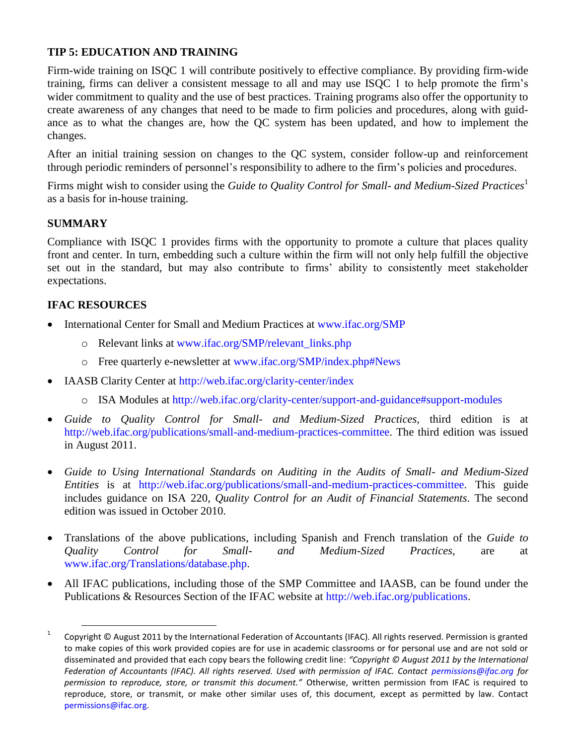## TIP 5: EDUCATION AND TRAINING

Firm-wide training on ISQC 1 will contribute positively to effective compliance. By providing firm-wide training, firms can deliver a consistent message to all and may use ISQC 1 to help promote the firm's wider commitment to quality and the use of best practices. Training programs also offer the opportunity to create awareness of any changes that need to be made to firm policies and procedures, along with guidance as to what the changes are, how the QC system has been updated, and how to implement the changes.

After an initial training session on changes to the QC system, consider follow-up and reinforcement through periodic reminders of personnel's responsibility to adhere to the firm's policies and procedures.

Firms might wish to consider using the *Guide to Quality Control for Small- and Medium-Sized Practices*[1] as a basis for in-house training.

## SUMMARY

Compliance with ISQC 1 provides firms with the opportunity to promote a culture that places quality front and center. In turn, embedding such a culture within the firm will not only help fulfill the objective set out in the standard, but may also contribute to firms' ability to consistently meet stakeholder expectations.

## IFAC RESOURCES

- International Center for Small and Medium Practices at www.ifac.org/SMP
  - Relevant links at www.ifac.org/SMP/relevant_links.php
  - Free quarterly e-newsletter at www.ifac.org/SMP/index.php#News
- IAASB Clarity Center at http://web.ifac.org/clarity-center/index
  - ISA Modules at http://web.ifac.org/clarity-center/support-and-guidance#support-modules
- *Guide to Quality Control for Small- and Medium-Sized Practices*, third edition is at http://web.ifac.org/publications/small-and-medium-practices-committee. The third edition was issued in August 2011.
- *Guide to Using International Standards on Auditing in the Audits of Small- and Medium-Sized Entities* is at http://web.ifac.org/publications/small-and-medium-practices-committee. This guide includes guidance on ISA 220, *Quality Control for an Audit of Financial Statements*. The second edition was issued in October 2010.
- Translations of the above publications, including Spanish and French translation of the *Guide to Quality Control for Small- and Medium-Sized Practices,* are at www.ifac.org/Translations/database.php.
- All IFAC publications, including those of the SMP Committee and IAASB, can be found under the Publications & Resources Section of the IFAC website at http://web.ifac.org/publications.

---

[1] Copyright © August 2011 by the International Federation of Accountants (IFAC). All rights reserved. Permission is granted to make copies of this work provided copies are for use in academic classrooms or for personal use and are not sold or disseminated and provided that each copy bears the following credit line: *"Copyright © August 2011 by the International Federation of Accountants (IFAC). All rights reserved. Used with permission of IFAC. Contact permissions@ifac.org for permission to reproduce, store, or transmit this document."* Otherwise, written permission from IFAC is required to reproduce, store, or transmit, or make other similar uses of, this document, except as permitted by law. Contact permissions@ifac.org.